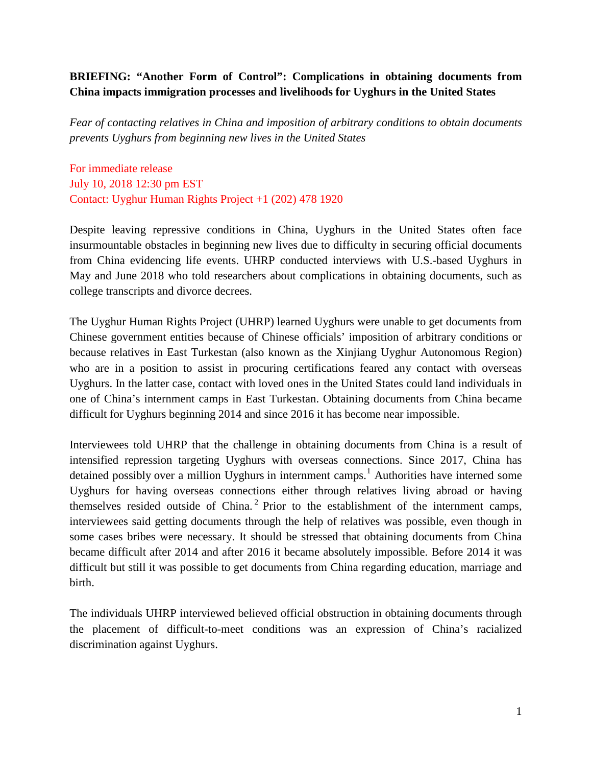**BRIEFING: "Another Form of Control": Complications in obtaining documents from China impacts immigration processes and livelihoods for Uyghurs in the United States**

*Fear of contacting relatives in China and imposition of arbitrary conditions to obtain documents prevents Uyghurs from beginning new lives in the United States*

For immediate release
July 10, 2018 12:30 pm EST
Contact: Uyghur Human Rights Project +1 (202) 478 1920

Despite leaving repressive conditions in China, Uyghurs in the United States often face insurmountable obstacles in beginning new lives due to difficulty in securing official documents from China evidencing life events. UHRP conducted interviews with U.S.-based Uyghurs in May and June 2018 who told researchers about complications in obtaining documents, such as college transcripts and divorce decrees.

The Uyghur Human Rights Project (UHRP) learned Uyghurs were unable to get documents from Chinese government entities because of Chinese officials' imposition of arbitrary conditions or because relatives in East Turkestan (also known as the Xinjiang Uyghur Autonomous Region) who are in a position to assist in procuring certifications feared any contact with overseas Uyghurs. In the latter case, contact with loved ones in the United States could land individuals in one of China's internment camps in East Turkestan. Obtaining documents from China became difficult for Uyghurs beginning 2014 and since 2016 it has become near impossible.

Interviewees told UHRP that the challenge in obtaining documents from China is a result of intensified repression targeting Uyghurs with overseas connections. Since 2017, China has detained possibly over a million Uyghurs in internment camps.[1] Authorities have interned some Uyghurs for having overseas connections either through relatives living abroad or having themselves resided outside of China.[2] Prior to the establishment of the internment camps, interviewees said getting documents through the help of relatives was possible, even though in some cases bribes were necessary. It should be stressed that obtaining documents from China became difficult after 2014 and after 2016 it became absolutely impossible. Before 2014 it was difficult but still it was possible to get documents from China regarding education, marriage and birth.

The individuals UHRP interviewed believed official obstruction in obtaining documents through the placement of difficult-to-meet conditions was an expression of China's racialized discrimination against Uyghurs.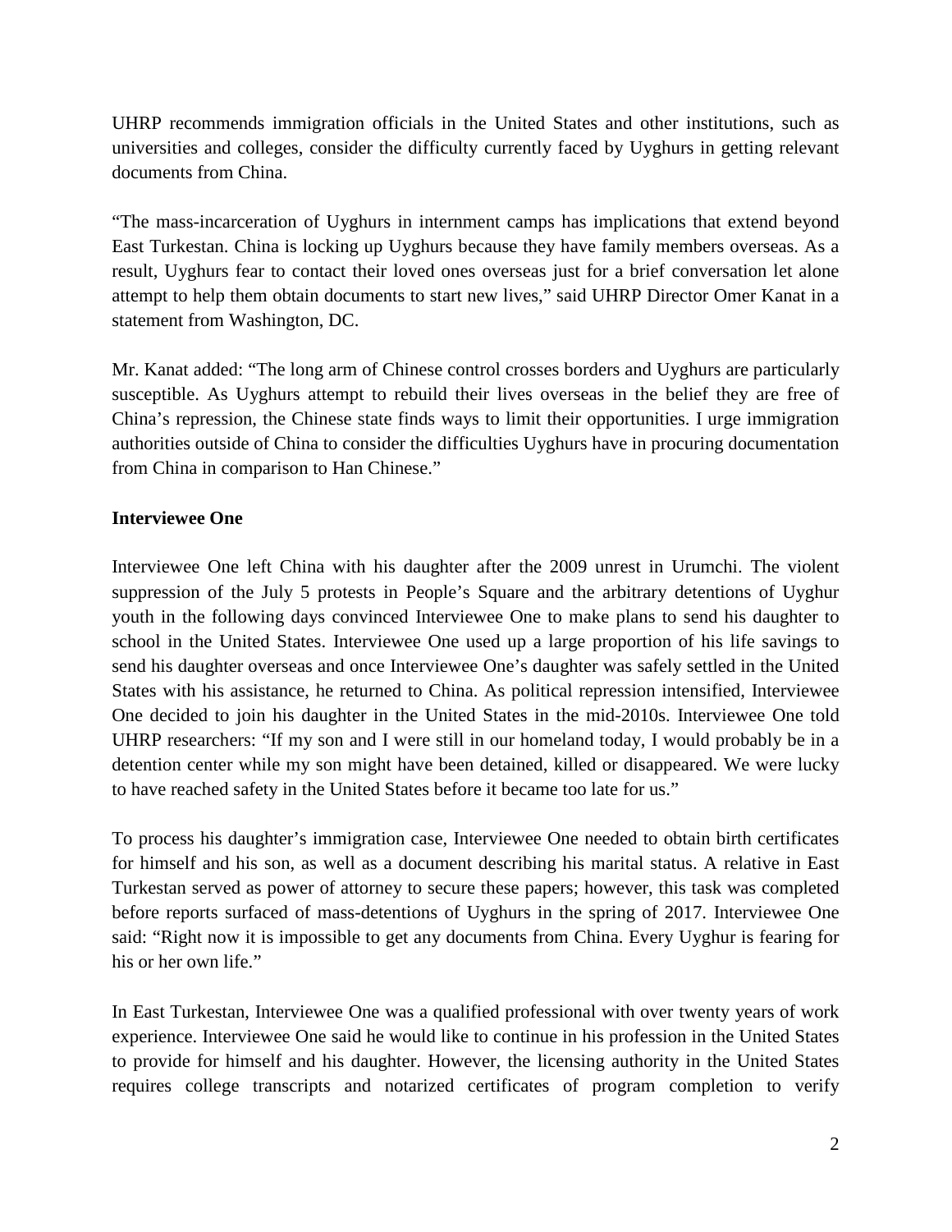UHRP recommends immigration officials in the United States and other institutions, such as universities and colleges, consider the difficulty currently faced by Uyghurs in getting relevant documents from China.

"The mass-incarceration of Uyghurs in internment camps has implications that extend beyond East Turkestan. China is locking up Uyghurs because they have family members overseas. As a result, Uyghurs fear to contact their loved ones overseas just for a brief conversation let alone attempt to help them obtain documents to start new lives," said UHRP Director Omer Kanat in a statement from Washington, DC.

Mr. Kanat added: "The long arm of Chinese control crosses borders and Uyghurs are particularly susceptible. As Uyghurs attempt to rebuild their lives overseas in the belief they are free of China's repression, the Chinese state finds ways to limit their opportunities. I urge immigration authorities outside of China to consider the difficulties Uyghurs have in procuring documentation from China in comparison to Han Chinese."

**Interviewee One**

Interviewee One left China with his daughter after the 2009 unrest in Urumchi. The violent suppression of the July 5 protests in People's Square and the arbitrary detentions of Uyghur youth in the following days convinced Interviewee One to make plans to send his daughter to school in the United States. Interviewee One used up a large proportion of his life savings to send his daughter overseas and once Interviewee One's daughter was safely settled in the United States with his assistance, he returned to China. As political repression intensified, Interviewee One decided to join his daughter in the United States in the mid-2010s. Interviewee One told UHRP researchers: "If my son and I were still in our homeland today, I would probably be in a detention center while my son might have been detained, killed or disappeared. We were lucky to have reached safety in the United States before it became too late for us."

To process his daughter's immigration case, Interviewee One needed to obtain birth certificates for himself and his son, as well as a document describing his marital status. A relative in East Turkestan served as power of attorney to secure these papers; however, this task was completed before reports surfaced of mass-detentions of Uyghurs in the spring of 2017. Interviewee One said: "Right now it is impossible to get any documents from China. Every Uyghur is fearing for his or her own life."

In East Turkestan, Interviewee One was a qualified professional with over twenty years of work experience. Interviewee One said he would like to continue in his profession in the United States to provide for himself and his daughter. However, the licensing authority in the United States requires college transcripts and notarized certificates of program completion to verify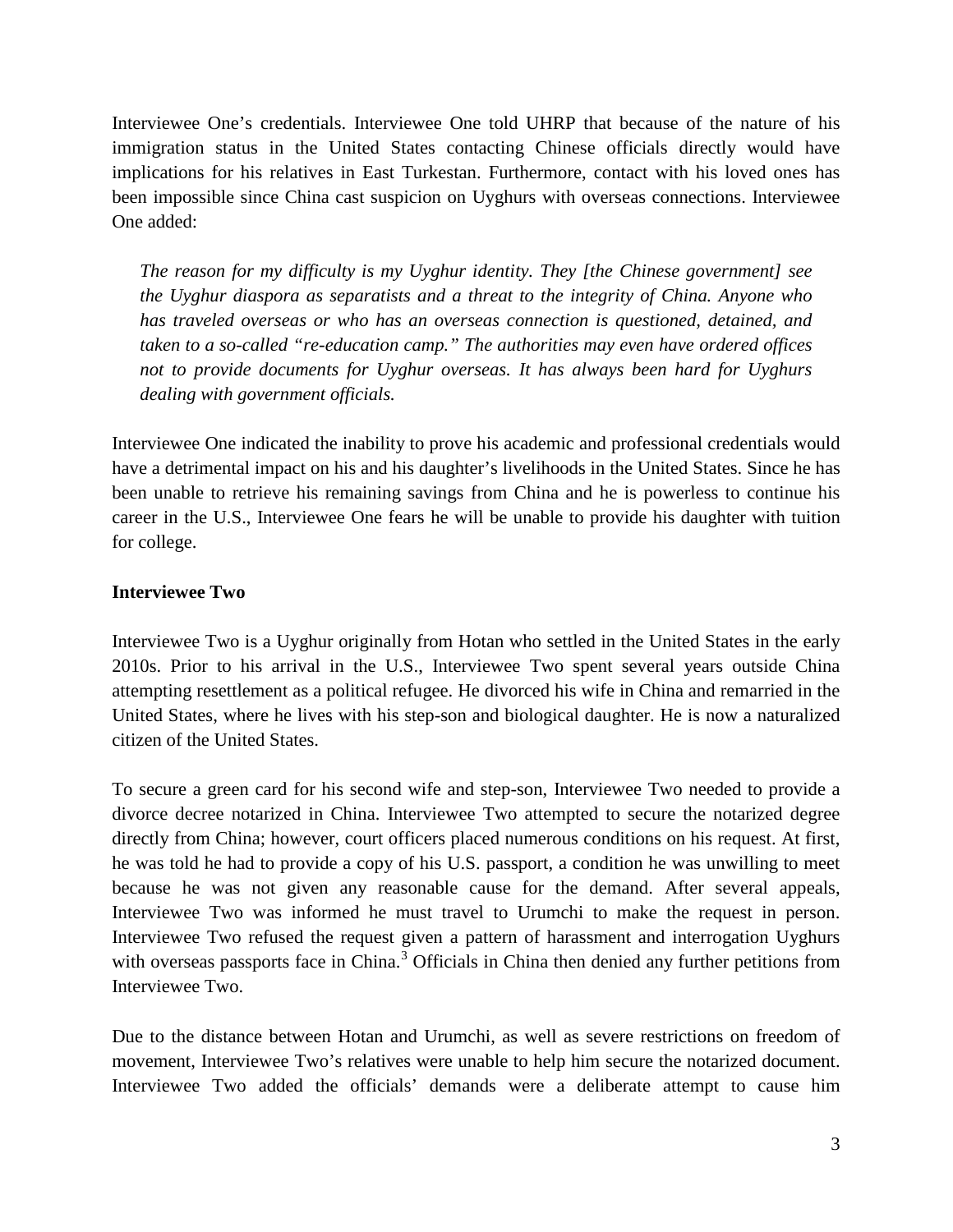Interviewee One's credentials. Interviewee One told UHRP that because of the nature of his immigration status in the United States contacting Chinese officials directly would have implications for his relatives in East Turkestan. Furthermore, contact with his loved ones has been impossible since China cast suspicion on Uyghurs with overseas connections. Interviewee One added:

> *The reason for my difficulty is my Uyghur identity. They [the Chinese government] see the Uyghur diaspora as separatists and a threat to the integrity of China. Anyone who has traveled overseas or who has an overseas connection is questioned, detained, and taken to a so-called "re-education camp." The authorities may even have ordered offices not to provide documents for Uyghur overseas. It has always been hard for Uyghurs dealing with government officials.*

Interviewee One indicated the inability to prove his academic and professional credentials would have a detrimental impact on his and his daughter's livelihoods in the United States. Since he has been unable to retrieve his remaining savings from China and he is powerless to continue his career in the U.S., Interviewee One fears he will be unable to provide his daughter with tuition for college.

**Interviewee Two**

Interviewee Two is a Uyghur originally from Hotan who settled in the United States in the early 2010s. Prior to his arrival in the U.S., Interviewee Two spent several years outside China attempting resettlement as a political refugee. He divorced his wife in China and remarried in the United States, where he lives with his step-son and biological daughter. He is now a naturalized citizen of the United States.

To secure a green card for his second wife and step-son, Interviewee Two needed to provide a divorce decree notarized in China. Interviewee Two attempted to secure the notarized degree directly from China; however, court officers placed numerous conditions on his request. At first, he was told he had to provide a copy of his U.S. passport, a condition he was unwilling to meet because he was not given any reasonable cause for the demand. After several appeals, Interviewee Two was informed he must travel to Urumchi to make the request in person. Interviewee Two refused the request given a pattern of harassment and interrogation Uyghurs with overseas passports face in China.[3] Officials in China then denied any further petitions from Interviewee Two.

Due to the distance between Hotan and Urumchi, as well as severe restrictions on freedom of movement, Interviewee Two's relatives were unable to help him secure the notarized document. Interviewee Two added the officials' demands were a deliberate attempt to cause him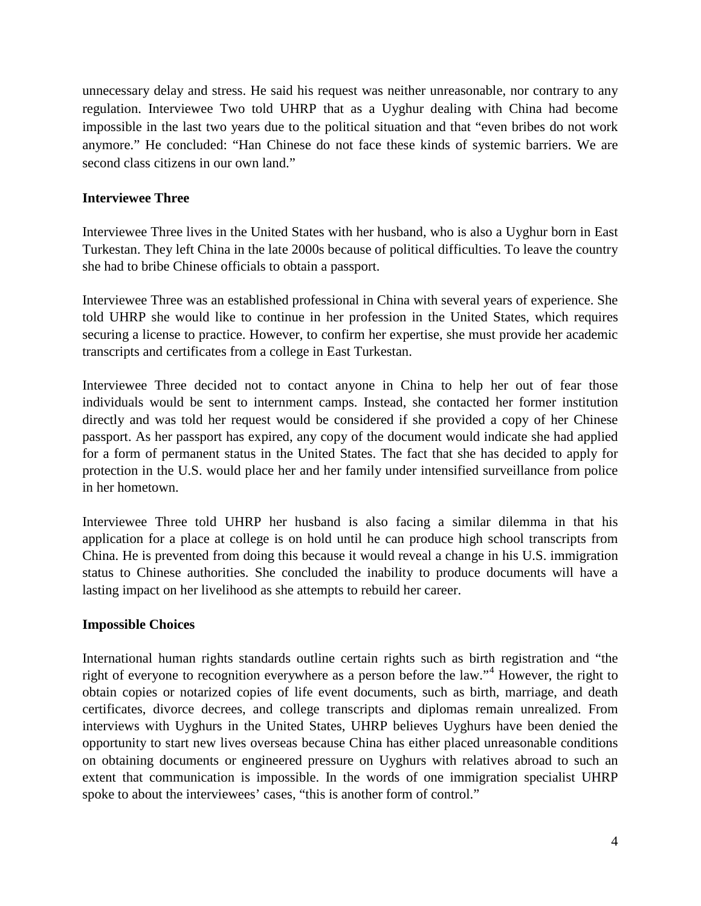unnecessary delay and stress. He said his request was neither unreasonable, nor contrary to any regulation. Interviewee Two told UHRP that as a Uyghur dealing with China had become impossible in the last two years due to the political situation and that "even bribes do not work anymore." He concluded: "Han Chinese do not face these kinds of systemic barriers. We are second class citizens in our own land."

**Interviewee Three**

Interviewee Three lives in the United States with her husband, who is also a Uyghur born in East Turkestan. They left China in the late 2000s because of political difficulties. To leave the country she had to bribe Chinese officials to obtain a passport.

Interviewee Three was an established professional in China with several years of experience. She told UHRP she would like to continue in her profession in the United States, which requires securing a license to practice. However, to confirm her expertise, she must provide her academic transcripts and certificates from a college in East Turkestan.

Interviewee Three decided not to contact anyone in China to help her out of fear those individuals would be sent to internment camps. Instead, she contacted her former institution directly and was told her request would be considered if she provided a copy of her Chinese passport. As her passport has expired, any copy of the document would indicate she had applied for a form of permanent status in the United States. The fact that she has decided to apply for protection in the U.S. would place her and her family under intensified surveillance from police in her hometown.

Interviewee Three told UHRP her husband is also facing a similar dilemma in that his application for a place at college is on hold until he can produce high school transcripts from China. He is prevented from doing this because it would reveal a change in his U.S. immigration status to Chinese authorities. She concluded the inability to produce documents will have a lasting impact on her livelihood as she attempts to rebuild her career.

**Impossible Choices**

International human rights standards outline certain rights such as birth registration and "the right of everyone to recognition everywhere as a person before the law."[4] However, the right to obtain copies or notarized copies of life event documents, such as birth, marriage, and death certificates, divorce decrees, and college transcripts and diplomas remain unrealized. From interviews with Uyghurs in the United States, UHRP believes Uyghurs have been denied the opportunity to start new lives overseas because China has either placed unreasonable conditions on obtaining documents or engineered pressure on Uyghurs with relatives abroad to such an extent that communication is impossible. In the words of one immigration specialist UHRP spoke to about the interviewees' cases, "this is another form of control."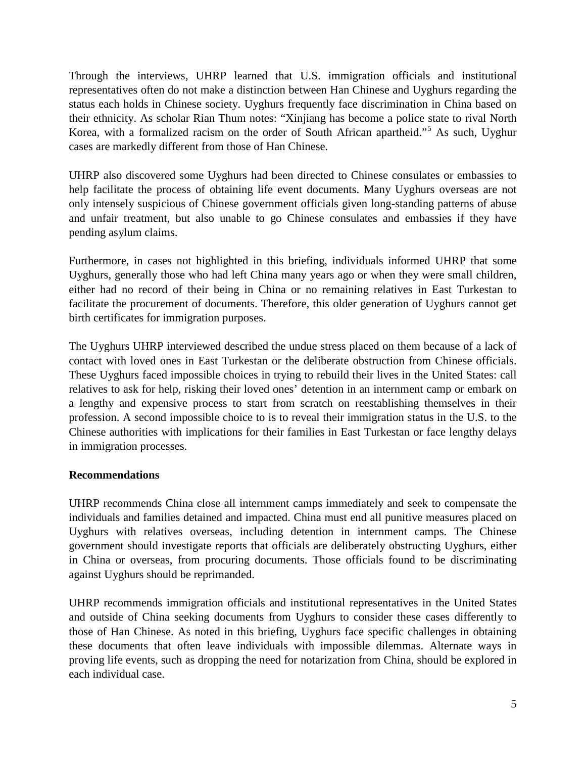Through the interviews, UHRP learned that U.S. immigration officials and institutional representatives often do not make a distinction between Han Chinese and Uyghurs regarding the status each holds in Chinese society. Uyghurs frequently face discrimination in China based on their ethnicity. As scholar Rian Thum notes: "Xinjiang has become a police state to rival North Korea, with a formalized racism on the order of South African apartheid."[5] As such, Uyghur cases are markedly different from those of Han Chinese.

UHRP also discovered some Uyghurs had been directed to Chinese consulates or embassies to help facilitate the process of obtaining life event documents. Many Uyghurs overseas are not only intensely suspicious of Chinese government officials given long-standing patterns of abuse and unfair treatment, but also unable to go Chinese consulates and embassies if they have pending asylum claims.

Furthermore, in cases not highlighted in this briefing, individuals informed UHRP that some Uyghurs, generally those who had left China many years ago or when they were small children, either had no record of their being in China or no remaining relatives in East Turkestan to facilitate the procurement of documents. Therefore, this older generation of Uyghurs cannot get birth certificates for immigration purposes.

The Uyghurs UHRP interviewed described the undue stress placed on them because of a lack of contact with loved ones in East Turkestan or the deliberate obstruction from Chinese officials. These Uyghurs faced impossible choices in trying to rebuild their lives in the United States: call relatives to ask for help, risking their loved ones' detention in an internment camp or embark on a lengthy and expensive process to start from scratch on reestablishing themselves in their profession. A second impossible choice to is to reveal their immigration status in the U.S. to the Chinese authorities with implications for their families in East Turkestan or face lengthy delays in immigration processes.

**Recommendations**

UHRP recommends China close all internment camps immediately and seek to compensate the individuals and families detained and impacted. China must end all punitive measures placed on Uyghurs with relatives overseas, including detention in internment camps. The Chinese government should investigate reports that officials are deliberately obstructing Uyghurs, either in China or overseas, from procuring documents. Those officials found to be discriminating against Uyghurs should be reprimanded.

UHRP recommends immigration officials and institutional representatives in the United States and outside of China seeking documents from Uyghurs to consider these cases differently to those of Han Chinese. As noted in this briefing, Uyghurs face specific challenges in obtaining these documents that often leave individuals with impossible dilemmas. Alternate ways in proving life events, such as dropping the need for notarization from China, should be explored in each individual case.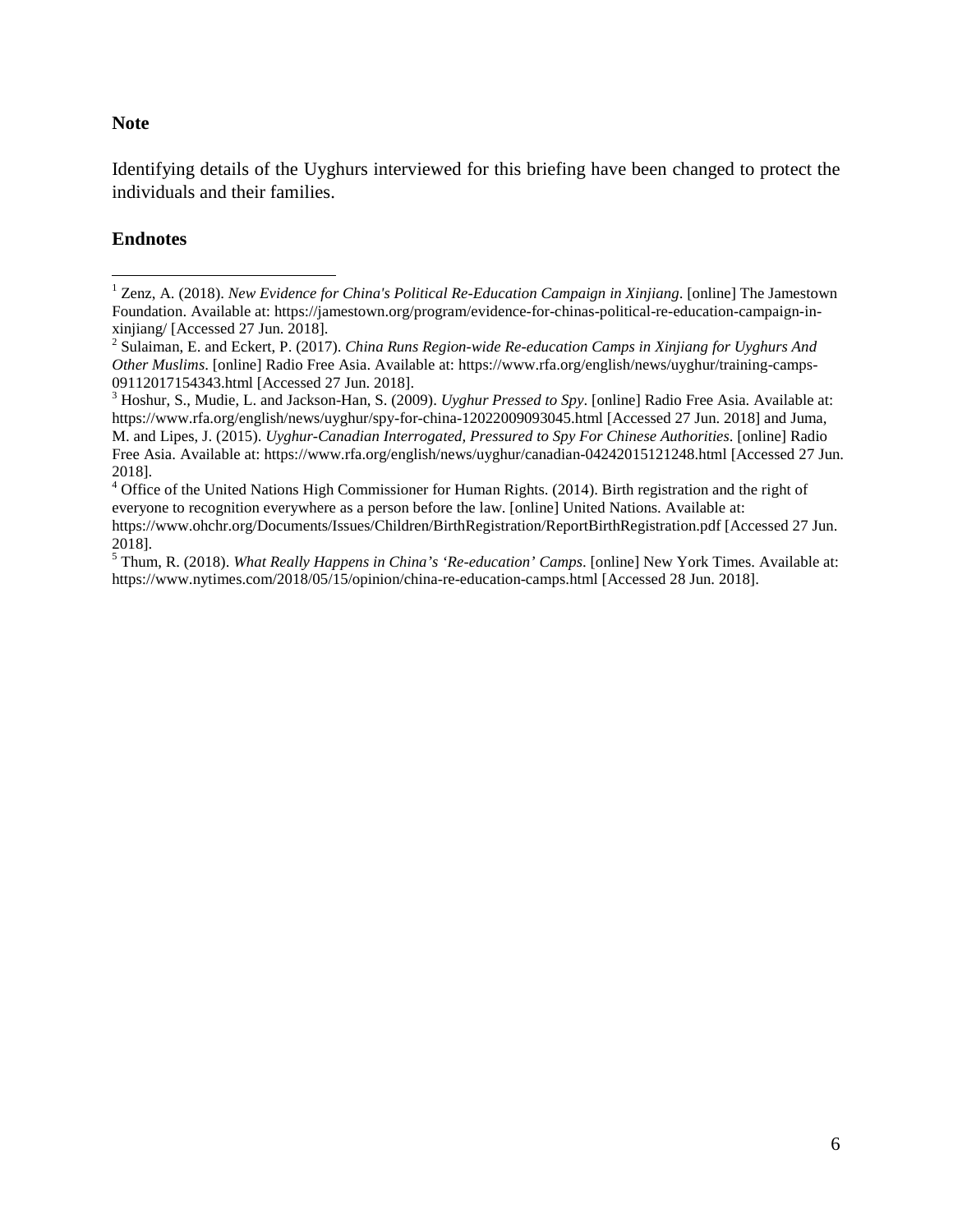**Note**

Identifying details of the Uyghurs interviewed for this briefing have been changed to protect the individuals and their families.

**Endnotes**

[1] Zenz, A. (2018). *New Evidence for China's Political Re-Education Campaign in Xinjiang*. [online] The Jamestown Foundation. Available at: https://jamestown.org/program/evidence-for-chinas-political-re-education-campaign-in-xinjiang/ [Accessed 27 Jun. 2018].

[2] Sulaiman, E. and Eckert, P. (2017). *China Runs Region-wide Re-education Camps in Xinjiang for Uyghurs And Other Muslims*. [online] Radio Free Asia. Available at: https://www.rfa.org/english/news/uyghur/training-camps-09112017154343.html [Accessed 27 Jun. 2018].

[3] Hoshur, S., Mudie, L. and Jackson-Han, S. (2009). *Uyghur Pressed to Spy*. [online] Radio Free Asia. Available at: https://www.rfa.org/english/news/uyghur/spy-for-china-12022009093045.html [Accessed 27 Jun. 2018] and Juma, M. and Lipes, J. (2015). *Uyghur-Canadian Interrogated, Pressured to Spy For Chinese Authorities*. [online] Radio Free Asia. Available at: https://www.rfa.org/english/news/uyghur/canadian-04242015121248.html [Accessed 27 Jun. 2018].

[4] Office of the United Nations High Commissioner for Human Rights. (2014). Birth registration and the right of everyone to recognition everywhere as a person before the law. [online] United Nations. Available at: https://www.ohchr.org/Documents/Issues/Children/BirthRegistration/ReportBirthRegistration.pdf [Accessed 27 Jun. 2018].

[5] Thum, R. (2018). *What Really Happens in China's 'Re-education' Camps*. [online] New York Times. Available at: https://www.nytimes.com/2018/05/15/opinion/china-re-education-camps.html [Accessed 28 Jun. 2018].